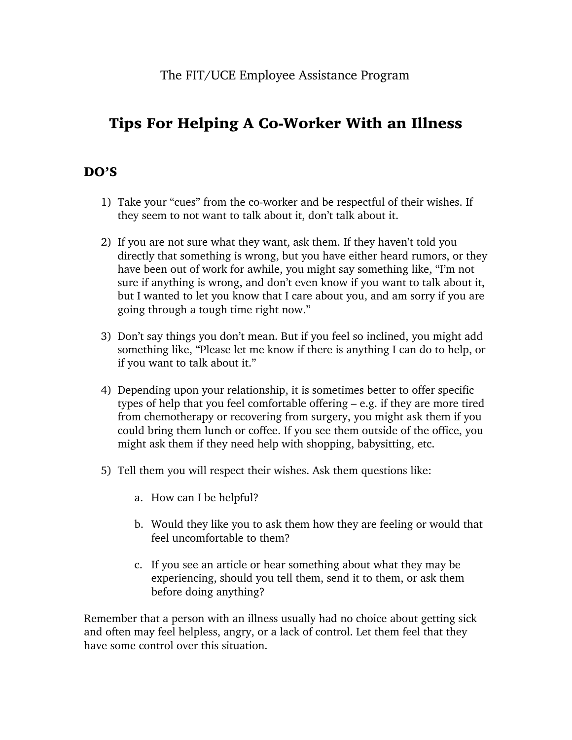The FIT/UCE Employee Assistance Program

# Tips For Helping A Co-Worker With an Illness

## DO'S

1) Take your "cues" from the co-worker and be respectful of their wishes. If they seem to not want to talk about it, don't talk about it.

2) If you are not sure what they want, ask them. If they haven't told you directly that something is wrong, but you have either heard rumors, or they have been out of work for awhile, you might say something like, "I'm not sure if anything is wrong, and don't even know if you want to talk about it, but I wanted to let you know that I care about you, and am sorry if you are going through a tough time right now."

3) Don't say things you don't mean. But if you feel so inclined, you might add something like, "Please let me know if there is anything I can do to help, or if you want to talk about it."

4) Depending upon your relationship, it is sometimes better to offer specific types of help that you feel comfortable offering – e.g. if they are more tired from chemotherapy or recovering from surgery, you might ask them if you could bring them lunch or coffee. If you see them outside of the office, you might ask them if they need help with shopping, babysitting, etc.

5) Tell them you will respect their wishes. Ask them questions like:

    a. How can I be helpful?

    b. Would they like you to ask them how they are feeling or would that feel uncomfortable to them?

    c. If you see an article or hear something about what they may be experiencing, should you tell them, send it to them, or ask them before doing anything?

Remember that a person with an illness usually had no choice about getting sick and often may feel helpless, angry, or a lack of control. Let them feel that they have some control over this situation.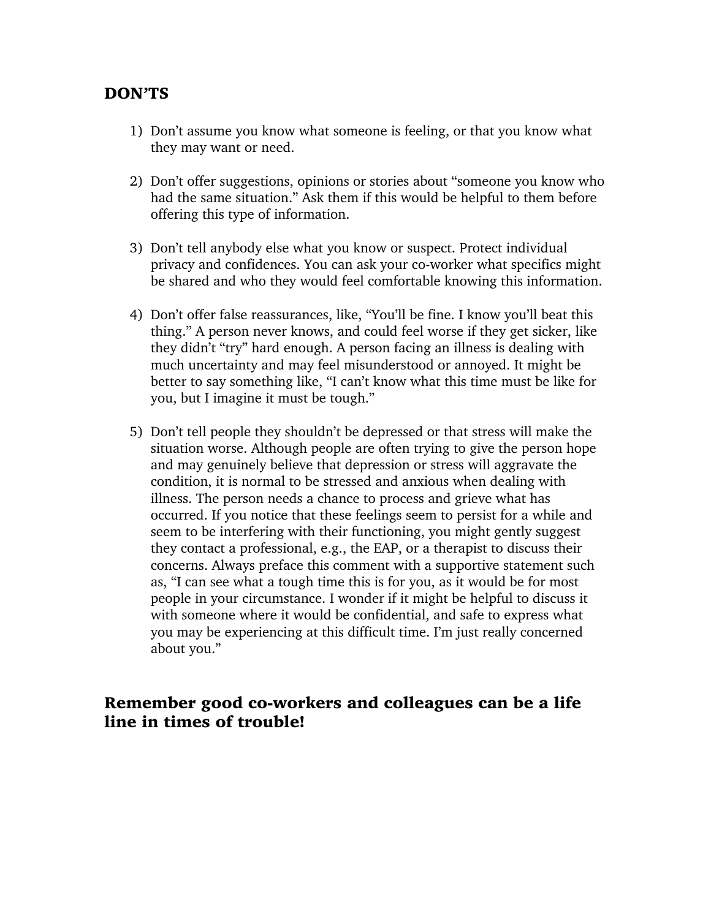## DON'TS

1) Don't assume you know what someone is feeling, or that you know what they may want or need.

2) Don't offer suggestions, opinions or stories about "someone you know who had the same situation." Ask them if this would be helpful to them before offering this type of information.

3) Don't tell anybody else what you know or suspect. Protect individual privacy and confidences. You can ask your co-worker what specifics might be shared and who they would feel comfortable knowing this information.

4) Don't offer false reassurances, like, "You'll be fine. I know you'll beat this thing." A person never knows, and could feel worse if they get sicker, like they didn't "try" hard enough. A person facing an illness is dealing with much uncertainty and may feel misunderstood or annoyed. It might be better to say something like, "I can't know what this time must be like for you, but I imagine it must be tough."

5) Don't tell people they shouldn't be depressed or that stress will make the situation worse. Although people are often trying to give the person hope and may genuinely believe that depression or stress will aggravate the condition, it is normal to be stressed and anxious when dealing with illness. The person needs a chance to process and grieve what has occurred. If you notice that these feelings seem to persist for a while and seem to be interfering with their functioning, you might gently suggest they contact a professional, e.g., the EAP, or a therapist to discuss their concerns. Always preface this comment with a supportive statement such as, "I can see what a tough time this is for you, as it would be for most people in your circumstance. I wonder if it might be helpful to discuss it with someone where it would be confidential, and safe to express what you may be experiencing at this difficult time. I'm just really concerned about you."

## Remember good co-workers and colleagues can be a life line in times of trouble!